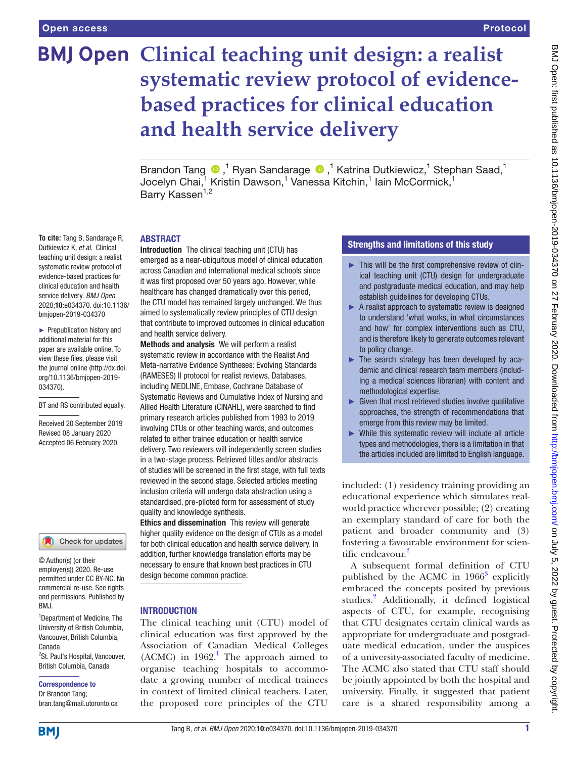# Clinical teaching unit design: a realist systematic review protocol of evidence-based practices for clinical education and health service delivery

Brandon Tang ,[1] Ryan Sandarage ,[1] Katrina Dutkiewicz,[1] Stephan Saad,[1] Jocelyn Chai,[1] Kristin Dawson,[1] Vanessa Kitchin,[1] Iain McCormick,[1] Barry Kassen[1,2]

**To cite:** Tang B, Sandarage R, Dutkiewicz K, *et al*. Clinical teaching unit design: a realist systematic review protocol of evidence-based practices for clinical education and health service delivery. *BMJ Open* 2020;**10**:e034370. doi:10.1136/bmjopen-2019-034370

► Prepublication history and additional material for this paper are available online. To view these files, please visit the journal online (http://dx.doi.org/10.1136/bmjopen-2019-034370).

BT and RS contributed equally.

Received 20 September 2019
Revised 08 January 2020
Accepted 06 February 2020

© Author(s) (or their employer(s)) 2020. Re-use permitted under CC BY-NC. No commercial re-use. See rights and permissions. Published by BMJ.

[1]Department of Medicine, The University of British Columbia, Vancouver, British Columbia, Canada
[2]St. Paul's Hospital, Vancouver, British Columbia, Canada

**Correspondence to**
Dr Brandon Tang;
bran.tang@mail.utoronto.ca

## ABSTRACT

**Introduction** The clinical teaching unit (CTU) has emerged as a near-ubiquitous model of clinical education across Canadian and international medical schools since it was first proposed over 50 years ago. However, while healthcare has changed dramatically over this period, the CTU model has remained largely unchanged. We thus aimed to systematically review principles of CTU design that contribute to improved outcomes in clinical education and health service delivery.

**Methods and analysis** We will perform a realist systematic review in accordance with the Realist And Meta-narrative Evidence Syntheses: Evolving Standards (RAMESES) II protocol for realist reviews. Databases, including MEDLINE, Embase, Cochrane Database of Systematic Reviews and Cumulative Index of Nursing and Allied Health Literature (CINAHL), were searched to find primary research articles published from 1993 to 2019 involving CTUs or other teaching wards, and outcomes related to either trainee education or health service delivery. Two reviewers will independently screen studies in a two-stage process. Retrieved titles and/or abstracts of studies will be screened in the first stage, with full texts reviewed in the second stage. Selected articles meeting inclusion criteria will undergo data abstraction using a standardised, pre-piloted form for assessment of study quality and knowledge synthesis.

**Ethics and dissemination** This review will generate higher quality evidence on the design of CTUs as a model for both clinical education and health service delivery. In addition, further knowledge translation efforts may be necessary to ensure that known best practices in CTU design become common practice.

## Strengths and limitations of this study

- This will be the first comprehensive review of clinical teaching unit (CTU) design for undergraduate and postgraduate medical education, and may help establish guidelines for developing CTUs.
- A realist approach to systematic review is designed to understand 'what works, in what circumstances and how' for complex interventions such as CTU, and is therefore likely to generate outcomes relevant to policy change.
- The search strategy has been developed by academic and clinical research team members (including a medical sciences librarian) with content and methodological expertise.
- Given that most retrieved studies involve qualitative approaches, the strength of recommendations that emerge from this review may be limited.
- While this systematic review will include all article types and methodologies, there is a limitation in that the articles included are limited to English language.

## INTRODUCTION

The clinical teaching unit (CTU) model of clinical education was first approved by the Association of Canadian Medical Colleges (ACMC) in 1962.[1] The approach aimed to organise teaching hospitals to accommodate a growing number of medical trainees in context of limited clinical teachers. Later, the proposed core principles of the CTU included: (1) residency training providing an educational experience which simulates real-world practice wherever possible; (2) creating an exemplary standard of care for both the patient and broader community and (3) fostering a favourable environment for scientific endeavour.[2]

A subsequent formal definition of CTU published by the ACMC in 1966[3] explicitly embraced the concepts posited by previous studies.[2] Additionally, it defined logistical aspects of CTU, for example, recognising that CTU designates certain clinical wards as appropriate for undergraduate and postgraduate medical education, under the auspices of a university-associated faculty of medicine. The ACMC also stated that CTU staff should be jointly appointed by both the hospital and university. Finally, it suggested that patient care is a shared responsibility among a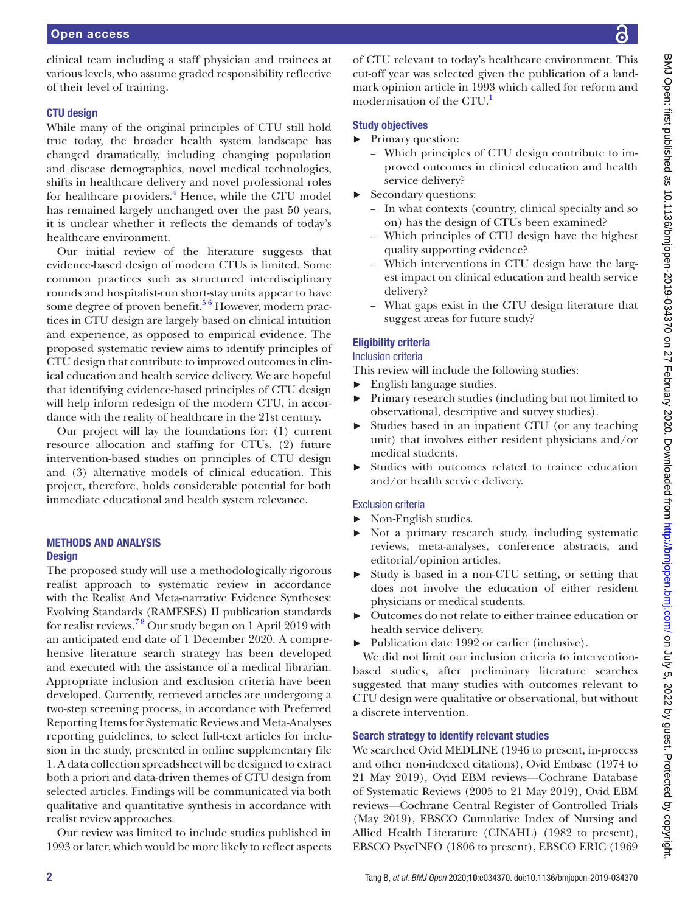clinical team including a staff physician and trainees at various levels, who assume graded responsibility reflective of their level of training.

### CTU design

While many of the original principles of CTU still hold true today, the broader health system landscape has changed dramatically, including changing population and disease demographics, novel medical technologies, shifts in healthcare delivery and novel professional roles for healthcare providers.[4] Hence, while the CTU model has remained largely unchanged over the past 50 years, it is unclear whether it reflects the demands of today's healthcare environment.

Our initial review of the literature suggests that evidence-based design of modern CTUs is limited. Some common practices such as structured interdisciplinary rounds and hospitalist-run short-stay units appear to have some degree of proven benefit.[5,6] However, modern practices in CTU design are largely based on clinical intuition and experience, as opposed to empirical evidence. The proposed systematic review aims to identify principles of CTU design that contribute to improved outcomes in clinical education and health service delivery. We are hopeful that identifying evidence-based principles of CTU design will help inform redesign of the modern CTU, in accordance with the reality of healthcare in the 21st century.

Our project will lay the foundations for: (1) current resource allocation and staffing for CTUs, (2) future intervention-based studies on principles of CTU design and (3) alternative models of clinical education. This project, therefore, holds considerable potential for both immediate educational and health system relevance.

## METHODS AND ANALYSIS

### Design

The proposed study will use a methodologically rigorous realist approach to systematic review in accordance with the Realist And Meta-narrative Evidence Syntheses: Evolving Standards (RAMESES) II publication standards for realist reviews.[7,8] Our study began on 1 April 2019 with an anticipated end date of 1 December 2020. A comprehensive literature search strategy has been developed and executed with the assistance of a medical librarian. Appropriate inclusion and exclusion criteria have been developed. Currently, retrieved articles are undergoing a two-step screening process, in accordance with Preferred Reporting Items for Systematic Reviews and Meta-Analyses reporting guidelines, to select full-text articles for inclusion in the study, presented in online supplementary file 1. A data collection spreadsheet will be designed to extract both a priori and data-driven themes of CTU design from selected articles. Findings will be communicated via both qualitative and quantitative synthesis in accordance with realist review approaches.

Our review was limited to include studies published in 1993 or later, which would be more likely to reflect aspects of CTU relevant to today's healthcare environment. This cut-off year was selected given the publication of a landmark opinion article in 1993 which called for reform and modernisation of the CTU.[1]

### Study objectives

- Primary question:
  - Which principles of CTU design contribute to improved outcomes in clinical education and health service delivery?
- Secondary questions:
  - In what contexts (country, clinical specialty and so on) has the design of CTUs been examined?
  - Which principles of CTU design have the highest quality supporting evidence?
  - Which interventions in CTU design have the largest impact on clinical education and health service delivery?
  - What gaps exist in the CTU design literature that suggest areas for future study?

### Eligibility criteria

#### Inclusion criteria

This review will include the following studies:

- English language studies.
- Primary research studies (including but not limited to observational, descriptive and survey studies).
- Studies based in an inpatient CTU (or any teaching unit) that involves either resident physicians and/or medical students.
- Studies with outcomes related to trainee education and/or health service delivery.

#### Exclusion criteria

- Non-English studies.
- Not a primary research study, including systematic reviews, meta-analyses, conference abstracts, and editorial/opinion articles.
- Study is based in a non-CTU setting, or setting that does not involve the education of either resident physicians or medical students.
- Outcomes do not relate to either trainee education or health service delivery.
- Publication date 1992 or earlier (inclusive).

We did not limit our inclusion criteria to intervention-based studies, after preliminary literature searches suggested that many studies with outcomes relevant to CTU design were qualitative or observational, but without a discrete intervention.

### Search strategy to identify relevant studies

We searched Ovid MEDLINE (1946 to present, in-process and other non-indexed citations), Ovid Embase (1974 to 21 May 2019), Ovid EBM reviews—Cochrane Database of Systematic Reviews (2005 to 21 May 2019), Ovid EBM reviews—Cochrane Central Register of Controlled Trials (May 2019), EBSCO Cumulative Index of Nursing and Allied Health Literature (CINAHL) (1982 to present), EBSCO PsycINFO (1806 to present), EBSCO ERIC (1969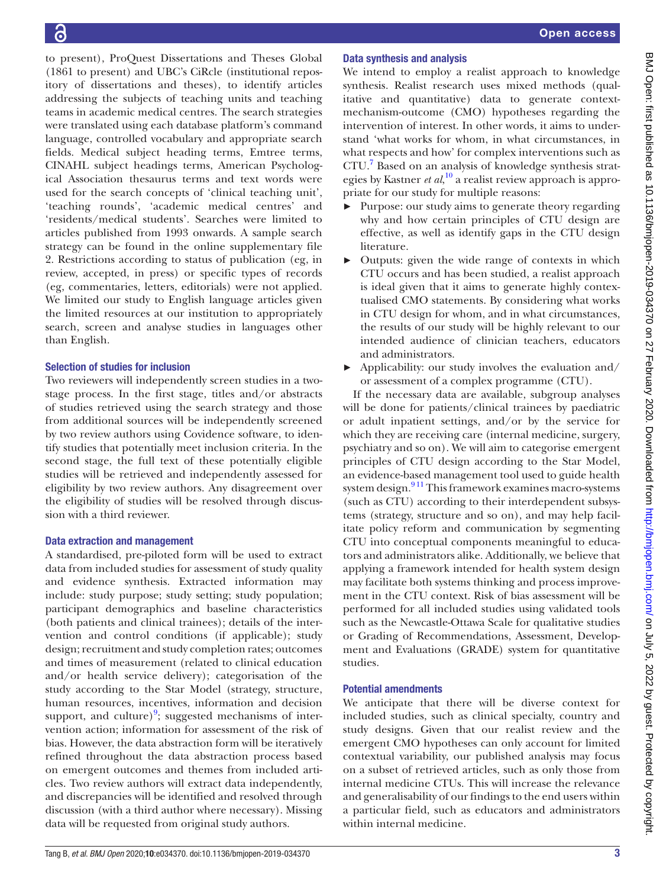to present), ProQuest Dissertations and Theses Global (1861 to present) and UBC's CiRcle (institutional repository of dissertations and theses), to identify articles addressing the subjects of teaching units and teaching teams in academic medical centres. The search strategies were translated using each database platform's command language, controlled vocabulary and appropriate search fields. Medical subject heading terms, Emtree terms, CINAHL subject headings terms, American Psychological Association thesaurus terms and text words were used for the search concepts of 'clinical teaching unit', 'teaching rounds', 'academic medical centres' and 'residents/medical students'. Searches were limited to articles published from 1993 onwards. A sample search strategy can be found in the online supplementary file 2. Restrictions according to status of publication (eg, in review, accepted, in press) or specific types of records (eg, commentaries, letters, editorials) were not applied. We limited our study to English language articles given the limited resources at our institution to appropriately search, screen and analyse studies in languages other than English.

### Selection of studies for inclusion

Two reviewers will independently screen studies in a two-stage process. In the first stage, titles and/or abstracts of studies retrieved using the search strategy and those from additional sources will be independently screened by two review authors using Covidence software, to identify studies that potentially meet inclusion criteria. In the second stage, the full text of these potentially eligible studies will be retrieved and independently assessed for eligibility by two review authors. Any disagreement over the eligibility of studies will be resolved through discussion with a third reviewer.

### Data extraction and management

A standardised, pre-piloted form will be used to extract data from included studies for assessment of study quality and evidence synthesis. Extracted information may include: study purpose; study setting; study population; participant demographics and baseline characteristics (both patients and clinical trainees); details of the intervention and control conditions (if applicable); study design; recruitment and study completion rates; outcomes and times of measurement (related to clinical education and/or health service delivery); categorisation of the study according to the Star Model (strategy, structure, human resources, incentives, information and decision support, and culture)[9]; suggested mechanisms of intervention action; information for assessment of the risk of bias. However, the data abstraction form will be iteratively refined throughout the data abstraction process based on emergent outcomes and themes from included articles. Two review authors will extract data independently, and discrepancies will be identified and resolved through discussion (with a third author where necessary). Missing data will be requested from original study authors.

### Data synthesis and analysis

We intend to employ a realist approach to knowledge synthesis. Realist research uses mixed methods (qualitative and quantitative) data to generate context-mechanism-outcome (CMO) hypotheses regarding the intervention of interest. In other words, it aims to understand 'what works for whom, in what circumstances, in what respects and how' for complex interventions such as CTU.[7] Based on an analysis of knowledge synthesis strategies by Kastner *et al*,[10] a realist review approach is appropriate for our study for multiple reasons:

- Purpose: our study aims to generate theory regarding why and how certain principles of CTU design are effective, as well as identify gaps in the CTU design literature.
- Outputs: given the wide range of contexts in which CTU occurs and has been studied, a realist approach is ideal given that it aims to generate highly contextualised CMO statements. By considering what works in CTU design for whom, and in what circumstances, the results of our study will be highly relevant to our intended audience of clinician teachers, educators and administrators.
- Applicability: our study involves the evaluation and/or assessment of a complex programme (CTU).

If the necessary data are available, subgroup analyses will be done for patients/clinical trainees by paediatric or adult inpatient settings, and/or by the service for which they are receiving care (internal medicine, surgery, psychiatry and so on). We will aim to categorise emergent principles of CTU design according to the Star Model, an evidence-based management tool used to guide health system design.[9,11] This framework examines macro-systems (such as CTU) according to their interdependent subsystems (strategy, structure and so on), and may help facilitate policy reform and communication by segmenting CTU into conceptual components meaningful to educators and administrators alike. Additionally, we believe that applying a framework intended for health system design may facilitate both systems thinking and process improvement in the CTU context. Risk of bias assessment will be performed for all included studies using validated tools such as the Newcastle-Ottawa Scale for qualitative studies or Grading of Recommendations, Assessment, Development and Evaluations (GRADE) system for quantitative studies.

### Potential amendments

We anticipate that there will be diverse context for included studies, such as clinical specialty, country and study designs. Given that our realist review and the emergent CMO hypotheses can only account for limited contextual variability, our published analysis may focus on a subset of retrieved articles, such as only those from internal medicine CTUs. This will increase the relevance and generalisability of our findings to the end users within a particular field, such as educators and administrators within internal medicine.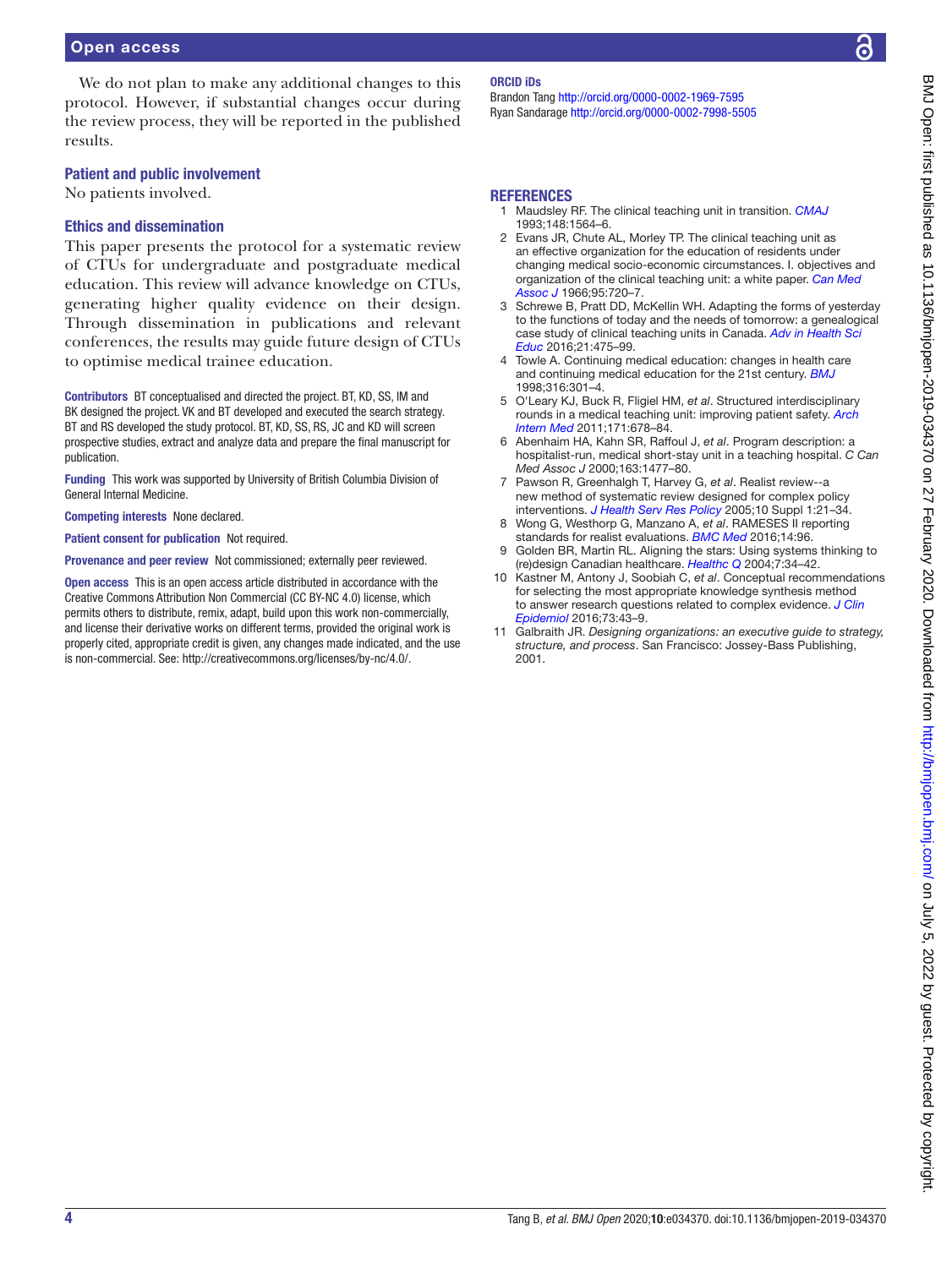We do not plan to make any additional changes to this protocol. However, if substantial changes occur during the review process, they will be reported in the published results.

## Patient and public involvement

No patients involved.

## Ethics and dissemination

This paper presents the protocol for a systematic review of CTUs for undergraduate and postgraduate medical education. This review will advance knowledge on CTUs, generating higher quality evidence on their design. Through dissemination in publications and relevant conferences, the results may guide future design of CTUs to optimise medical trainee education.

**Contributors** BT conceptualised and directed the project. BT, KD, SS, IM and BK designed the project. VK and BT developed and executed the search strategy. BT and RS developed the study protocol. BT, KD, SS, RS, JC and KD will screen prospective studies, extract and analyze data and prepare the final manuscript for publication.

**Funding** This work was supported by University of British Columbia Division of General Internal Medicine.

**Competing interests** None declared.

**Patient consent for publication** Not required.

**Provenance and peer review** Not commissioned; externally peer reviewed.

**Open access** This is an open access article distributed in accordance with the Creative Commons Attribution Non Commercial (CC BY-NC 4.0) license, which permits others to distribute, remix, adapt, build upon this work non-commercially, and license their derivative works on different terms, provided the original work is properly cited, appropriate credit is given, any changes made indicated, and the use is non-commercial. See: http://creativecommons.org/licenses/by-nc/4.0/.

### ORCID iDs

Brandon Tang http://orcid.org/0000-0002-1969-7595
Ryan Sandarage http://orcid.org/0000-0002-7998-5505

## REFERENCES

1. Maudsley RF. The clinical teaching unit in transition. *CMAJ* 1993;148:1564–6.
2. Evans JR, Chute AL, Morley TP. The clinical teaching unit as an effective organization for the education of residents under changing medical socio-economic circumstances. I. objectives and organization of the clinical teaching unit: a white paper. *Can Med Assoc J* 1966;95:720–7.
3. Schrewe B, Pratt DD, McKellin WH. Adapting the forms of yesterday to the functions of today and the needs of tomorrow: a genealogical case study of clinical teaching units in Canada. *Adv in Health Sci Educ* 2016;21:475–99.
4. Towle A. Continuing medical education: changes in health care and continuing medical education for the 21st century. *BMJ* 1998;316:301–4.
5. O'Leary KJ, Buck R, Fligiel HM, *et al*. Structured interdisciplinary rounds in a medical teaching unit: improving patient safety. *Arch Intern Med* 2011;171:678–84.
6. Abenhaim HA, Kahn SR, Raffoul J, *et al*. Program description: a hospitalist-run, medical short-stay unit in a teaching hospital. *C Can Med Assoc J* 2000;163:1477–80.
7. Pawson R, Greenhalgh T, Harvey G, *et al*. Realist review--a new method of systematic review designed for complex policy interventions. *J Health Serv Res Policy* 2005;10 Suppl 1:21–34.
8. Wong G, Westhorp G, Manzano A, *et al*. RAMESES II reporting standards for realist evaluations. *BMC Med* 2016;14:96.
9. Golden BR, Martin RL. Aligning the stars: Using systems thinking to (re)design Canadian healthcare. *Healthc Q* 2004;7:34–42.
10. Kastner M, Antony J, Soobiah C, *et al*. Conceptual recommendations for selecting the most appropriate knowledge synthesis method to answer research questions related to complex evidence. *J Clin Epidemiol* 2016;73:43–9.
11. Galbraith JR. *Designing organizations: an executive guide to strategy, structure, and process*. San Francisco: Jossey-Bass Publishing, 2001.